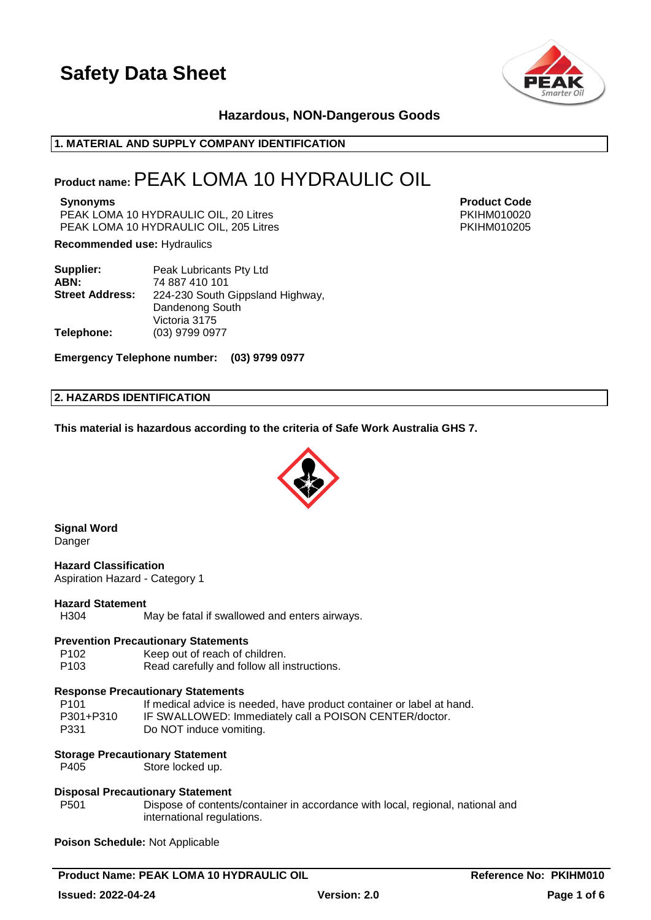# Safety Data Sheet

### Hazardous, NON-Dangerous Goods

## 1. MATERIAL AND SUPPLY COMPANY IDENTIFICATION

**Product name:** PEAK LOMA 10 HYDRAULIC OIL

| Synonyms | Product Code |
|---|---|
| PEAK LOMA 10 HYDRAULIC OIL, 20 Litres | PKIHM010020 |
| PEAK LOMA 10 HYDRAULIC OIL, 205 Litres | PKIHM010205 |

**Recommended use:** Hydraulics

| | |
|---|---|
| **Supplier:** | Peak Lubricants Pty Ltd |
| **ABN:** | 74 887 410 101 |
| **Street Address:** | 224-230 South Gippsland Highway, Dandenong South Victoria 3175 |
| **Telephone:** | (03) 9799 0977 |

**Emergency Telephone number: (03) 9799 0977**

## 2. HAZARDS IDENTIFICATION

**This material is hazardous according to the criteria of Safe Work Australia GHS 7.**

**Signal Word**
Danger

**Hazard Classification**
Aspiration Hazard - Category 1

**Hazard Statement**

| | |
|---|---|
| H304 | May be fatal if swallowed and enters airways. |

**Prevention Precautionary Statements**

| | |
|---|---|
| P102 | Keep out of reach of children. |
| P103 | Read carefully and follow all instructions. |

**Response Precautionary Statements**

| | |
|---|---|
| P101 | If medical advice is needed, have product container or label at hand. |
| P301+P310 | IF SWALLOWED: Immediately call a POISON CENTER/doctor. |
| P331 | Do NOT induce vomiting. |

**Storage Precautionary Statement**

| | |
|---|---|
| P405 | Store locked up. |

**Disposal Precautionary Statement**

| | |
|---|---|
| P501 | Dispose of contents/container in accordance with local, regional, national and international regulations. |

**Poison Schedule:** Not Applicable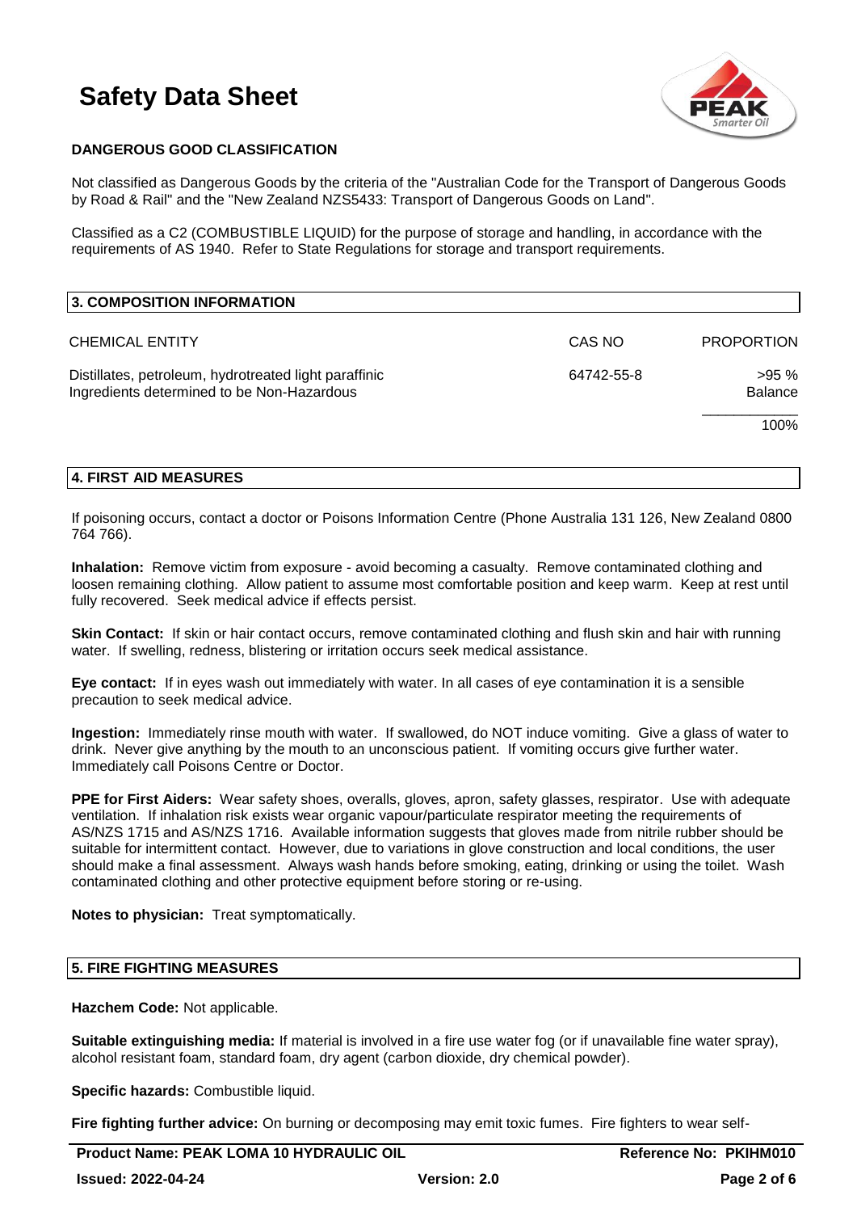## DANGEROUS GOOD CLASSIFICATION

Not classified as Dangerous Goods by the criteria of the "Australian Code for the Transport of Dangerous Goods by Road & Rail" and the "New Zealand NZS5433: Transport of Dangerous Goods on Land".

Classified as a C2 (COMBUSTIBLE LIQUID) for the purpose of storage and handling, in accordance with the requirements of AS 1940. Refer to State Regulations for storage and transport requirements.

## 3. COMPOSITION INFORMATION

| CHEMICAL ENTITY | CAS NO | PROPORTION |
|---|---|---|
| Distillates, petroleum, hydrotreated light paraffinic | 64742-55-8 | >95 % |
| Ingredients determined to be Non-Hazardous | | Balance |
| | | 100% |

## 4. FIRST AID MEASURES

If poisoning occurs, contact a doctor or Poisons Information Centre (Phone Australia 131 126, New Zealand 0800 764 766).

**Inhalation:** Remove victim from exposure - avoid becoming a casualty. Remove contaminated clothing and loosen remaining clothing. Allow patient to assume most comfortable position and keep warm. Keep at rest until fully recovered. Seek medical advice if effects persist.

**Skin Contact:** If skin or hair contact occurs, remove contaminated clothing and flush skin and hair with running water. If swelling, redness, blistering or irritation occurs seek medical assistance.

**Eye contact:** If in eyes wash out immediately with water. In all cases of eye contamination it is a sensible precaution to seek medical advice.

**Ingestion:** Immediately rinse mouth with water. If swallowed, do NOT induce vomiting. Give a glass of water to drink. Never give anything by the mouth to an unconscious patient. If vomiting occurs give further water. Immediately call Poisons Centre or Doctor.

**PPE for First Aiders:** Wear safety shoes, overalls, gloves, apron, safety glasses, respirator. Use with adequate ventilation. If inhalation risk exists wear organic vapour/particulate respirator meeting the requirements of AS/NZS 1715 and AS/NZS 1716. Available information suggests that gloves made from nitrile rubber should be suitable for intermittent contact. However, due to variations in glove construction and local conditions, the user should make a final assessment. Always wash hands before smoking, eating, drinking or using the toilet. Wash contaminated clothing and other protective equipment before storing or re-using.

**Notes to physician:** Treat symptomatically.

## 5. FIRE FIGHTING MEASURES

**Hazchem Code:** Not applicable.

**Suitable extinguishing media:** If material is involved in a fire use water fog (or if unavailable fine water spray), alcohol resistant foam, standard foam, dry agent (carbon dioxide, dry chemical powder).

**Specific hazards:** Combustible liquid.

**Fire fighting further advice:** On burning or decomposing may emit toxic fumes. Fire fighters to wear self-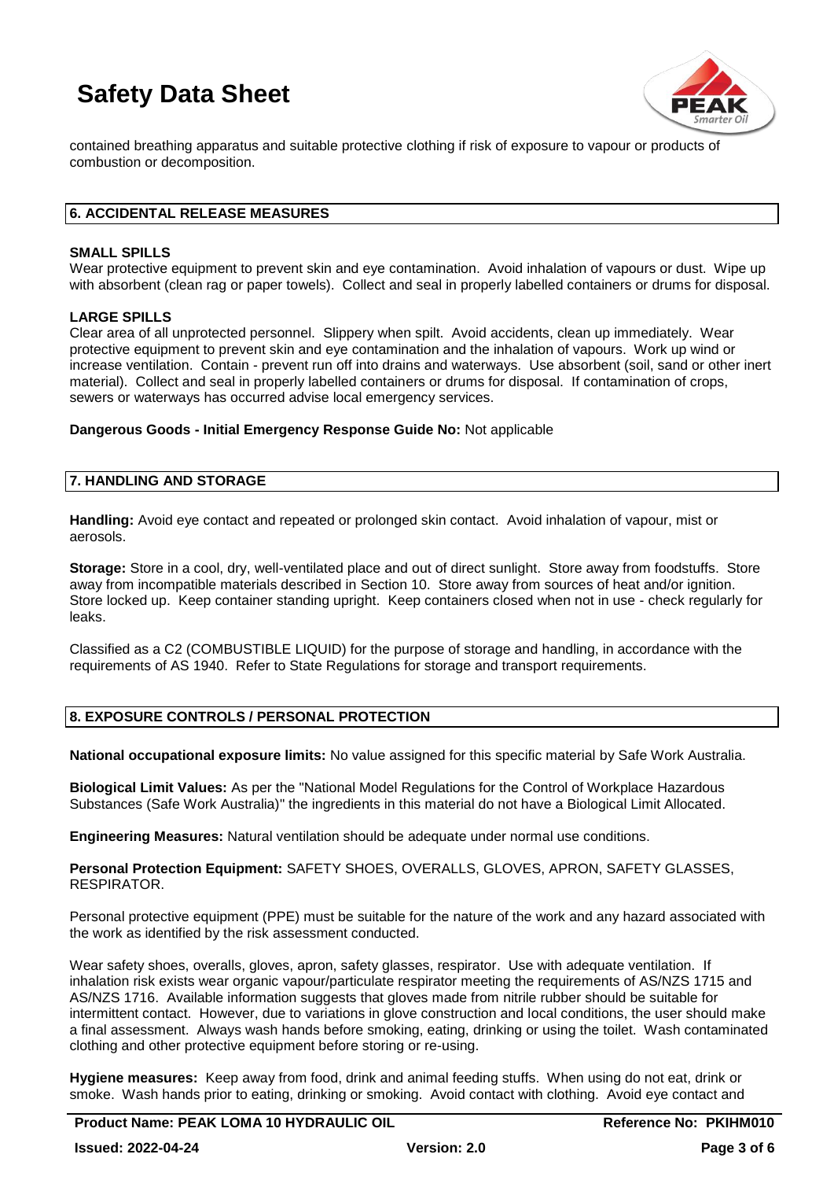contained breathing apparatus and suitable protective clothing if risk of exposure to vapour or products of combustion or decomposition.

## 6. ACCIDENTAL RELEASE MEASURES

**SMALL SPILLS**

Wear protective equipment to prevent skin and eye contamination. Avoid inhalation of vapours or dust. Wipe up with absorbent (clean rag or paper towels). Collect and seal in properly labelled containers or drums for disposal.

**LARGE SPILLS**

Clear area of all unprotected personnel. Slippery when spilt. Avoid accidents, clean up immediately. Wear protective equipment to prevent skin and eye contamination and the inhalation of vapours. Work up wind or increase ventilation. Contain - prevent run off into drains and waterways. Use absorbent (soil, sand or other inert material). Collect and seal in properly labelled containers or drums for disposal. If contamination of crops, sewers or waterways has occurred advise local emergency services.

**Dangerous Goods - Initial Emergency Response Guide No:** Not applicable

## 7. HANDLING AND STORAGE

**Handling:** Avoid eye contact and repeated or prolonged skin contact. Avoid inhalation of vapour, mist or aerosols.

**Storage:** Store in a cool, dry, well-ventilated place and out of direct sunlight. Store away from foodstuffs. Store away from incompatible materials described in Section 10. Store away from sources of heat and/or ignition. Store locked up. Keep container standing upright. Keep containers closed when not in use - check regularly for leaks.

Classified as a C2 (COMBUSTIBLE LIQUID) for the purpose of storage and handling, in accordance with the requirements of AS 1940. Refer to State Regulations for storage and transport requirements.

## 8. EXPOSURE CONTROLS / PERSONAL PROTECTION

**National occupational exposure limits:** No value assigned for this specific material by Safe Work Australia.

**Biological Limit Values:** As per the "National Model Regulations for the Control of Workplace Hazardous Substances (Safe Work Australia)" the ingredients in this material do not have a Biological Limit Allocated.

**Engineering Measures:** Natural ventilation should be adequate under normal use conditions.

**Personal Protection Equipment:** SAFETY SHOES, OVERALLS, GLOVES, APRON, SAFETY GLASSES, RESPIRATOR.

Personal protective equipment (PPE) must be suitable for the nature of the work and any hazard associated with the work as identified by the risk assessment conducted.

Wear safety shoes, overalls, gloves, apron, safety glasses, respirator. Use with adequate ventilation. If inhalation risk exists wear organic vapour/particulate respirator meeting the requirements of AS/NZS 1715 and AS/NZS 1716. Available information suggests that gloves made from nitrile rubber should be suitable for intermittent contact. However, due to variations in glove construction and local conditions, the user should make a final assessment. Always wash hands before smoking, eating, drinking or using the toilet. Wash contaminated clothing and other protective equipment before storing or re-using.

**Hygiene measures:** Keep away from food, drink and animal feeding stuffs. When using do not eat, drink or smoke. Wash hands prior to eating, drinking or smoking. Avoid contact with clothing. Avoid eye contact and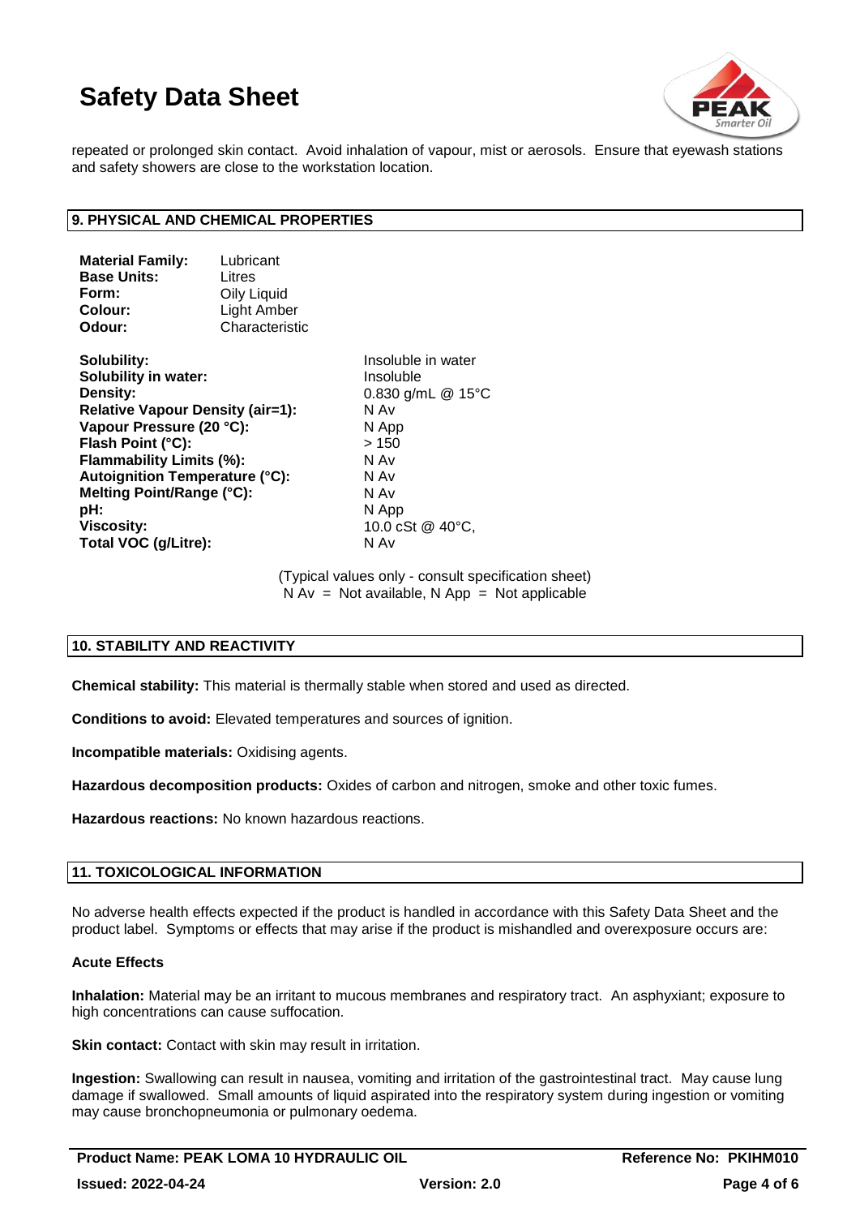repeated or prolonged skin contact. Avoid inhalation of vapour, mist or aerosols. Ensure that eyewash stations and safety showers are close to the workstation location.

## 9. PHYSICAL AND CHEMICAL PROPERTIES

| | |
|---|---|
| **Material Family:** | Lubricant |
| **Base Units:** | Litres |
| **Form:** | Oily Liquid |
| **Colour:** | Light Amber |
| **Odour:** | Characteristic |

| | |
|---|---|
| **Solubility:** | Insoluble in water |
| **Solubility in water:** | Insoluble |
| **Density:** | 0.830 g/mL @ 15°C |
| **Relative Vapour Density (air=1):** | N Av |
| **Vapour Pressure (20 °C):** | N App |
| **Flash Point (°C):** | > 150 |
| **Flammability Limits (%):** | N Av |
| **Autoignition Temperature (°C):** | N Av |
| **Melting Point/Range (°C):** | N Av |
| **pH:** | N App |
| **Viscosity:** | 10.0 cSt @ 40°C, |
| **Total VOC (g/Litre):** | N Av |

(Typical values only - consult specification sheet)
N Av = Not available, N App = Not applicable

## 10. STABILITY AND REACTIVITY

**Chemical stability:** This material is thermally stable when stored and used as directed.

**Conditions to avoid:** Elevated temperatures and sources of ignition.

**Incompatible materials:** Oxidising agents.

**Hazardous decomposition products:** Oxides of carbon and nitrogen, smoke and other toxic fumes.

**Hazardous reactions:** No known hazardous reactions.

## 11. TOXICOLOGICAL INFORMATION

No adverse health effects expected if the product is handled in accordance with this Safety Data Sheet and the product label. Symptoms or effects that may arise if the product is mishandled and overexposure occurs are:

### Acute Effects

**Inhalation:** Material may be an irritant to mucous membranes and respiratory tract. An asphyxiant; exposure to high concentrations can cause suffocation.

**Skin contact:** Contact with skin may result in irritation.

**Ingestion:** Swallowing can result in nausea, vomiting and irritation of the gastrointestinal tract. May cause lung damage if swallowed. Small amounts of liquid aspirated into the respiratory system during ingestion or vomiting may cause bronchopneumonia or pulmonary oedema.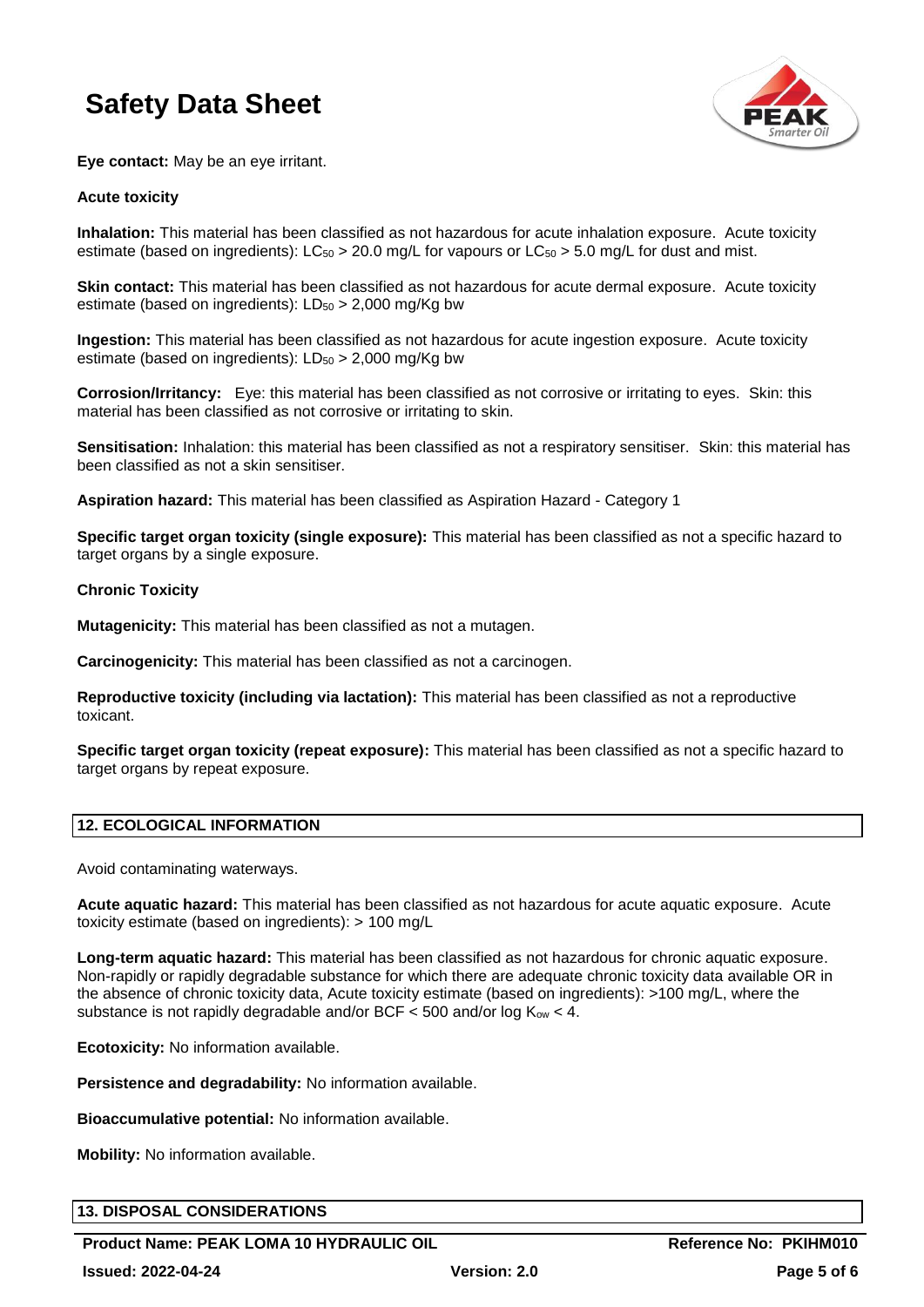**Eye contact:** May be an eye irritant.

**Acute toxicity**

**Inhalation:** This material has been classified as not hazardous for acute inhalation exposure. Acute toxicity estimate (based on ingredients): $LC_{50}$ > 20.0 mg/L for vapours or $LC_{50}$ > 5.0 mg/L for dust and mist.

**Skin contact:** This material has been classified as not hazardous for acute dermal exposure. Acute toxicity estimate (based on ingredients): $LD_{50}$ > 2,000 mg/Kg bw

**Ingestion:** This material has been classified as not hazardous for acute ingestion exposure. Acute toxicity estimate (based on ingredients): $LD_{50}$ > 2,000 mg/Kg bw

**Corrosion/Irritancy:** Eye: this material has been classified as not corrosive or irritating to eyes. Skin: this material has been classified as not corrosive or irritating to skin.

**Sensitisation:** Inhalation: this material has been classified as not a respiratory sensitiser. Skin: this material has been classified as not a skin sensitiser.

**Aspiration hazard:** This material has been classified as Aspiration Hazard - Category 1

**Specific target organ toxicity (single exposure):** This material has been classified as not a specific hazard to target organs by a single exposure.

**Chronic Toxicity**

**Mutagenicity:** This material has been classified as not a mutagen.

**Carcinogenicity:** This material has been classified as not a carcinogen.

**Reproductive toxicity (including via lactation):** This material has been classified as not a reproductive toxicant.

**Specific target organ toxicity (repeat exposure):** This material has been classified as not a specific hazard to target organs by repeat exposure.

## 12. ECOLOGICAL INFORMATION

Avoid contaminating waterways.

**Acute aquatic hazard:** This material has been classified as not hazardous for acute aquatic exposure. Acute toxicity estimate (based on ingredients): > 100 mg/L

**Long-term aquatic hazard:** This material has been classified as not hazardous for chronic aquatic exposure. Non-rapidly or rapidly degradable substance for which there are adequate chronic toxicity data available OR in the absence of chronic toxicity data, Acute toxicity estimate (based on ingredients): >100 mg/L, where the substance is not rapidly degradable and/or BCF < 500 and/or log $K_{ow}$ < 4.

**Ecotoxicity:** No information available.

**Persistence and degradability:** No information available.

**Bioaccumulative potential:** No information available.

**Mobility:** No information available.

## 13. DISPOSAL CONSIDERATIONS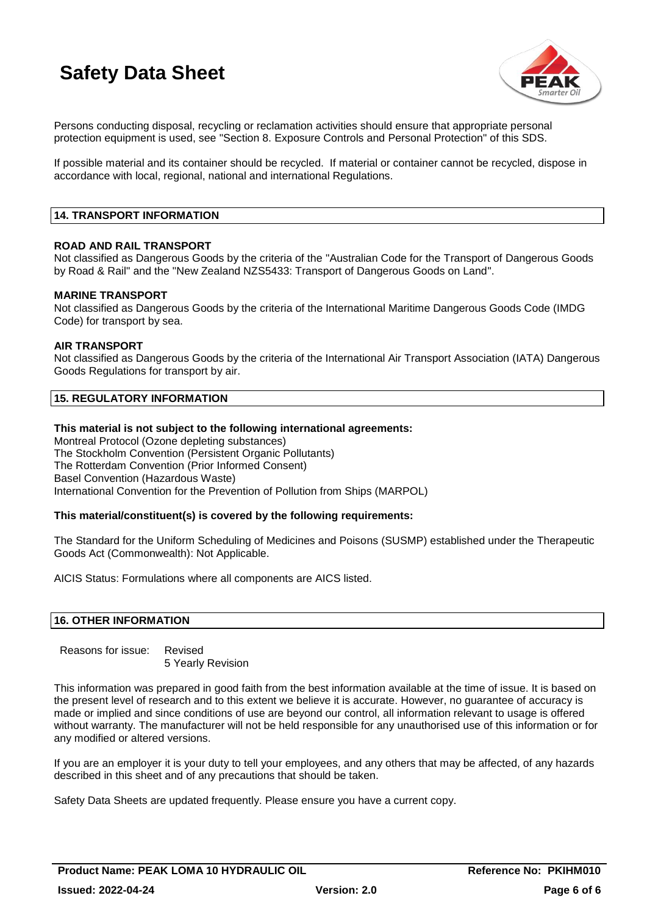Persons conducting disposal, recycling or reclamation activities should ensure that appropriate personal protection equipment is used, see "Section 8. Exposure Controls and Personal Protection" of this SDS.

If possible material and its container should be recycled. If material or container cannot be recycled, dispose in accordance with local, regional, national and international Regulations.

## 14. TRANSPORT INFORMATION

**ROAD AND RAIL TRANSPORT**

Not classified as Dangerous Goods by the criteria of the "Australian Code for the Transport of Dangerous Goods by Road & Rail" and the "New Zealand NZS5433: Transport of Dangerous Goods on Land".

**MARINE TRANSPORT**

Not classified as Dangerous Goods by the criteria of the International Maritime Dangerous Goods Code (IMDG Code) for transport by sea.

**AIR TRANSPORT**

Not classified as Dangerous Goods by the criteria of the International Air Transport Association (IATA) Dangerous Goods Regulations for transport by air.

## 15. REGULATORY INFORMATION

**This material is not subject to the following international agreements:**

Montreal Protocol (Ozone depleting substances)
The Stockholm Convention (Persistent Organic Pollutants)
The Rotterdam Convention (Prior Informed Consent)
Basel Convention (Hazardous Waste)
International Convention for the Prevention of Pollution from Ships (MARPOL)

**This material/constituent(s) is covered by the following requirements:**

The Standard for the Uniform Scheduling of Medicines and Poisons (SUSMP) established under the Therapeutic Goods Act (Commonwealth): Not Applicable.

AICIS Status: Formulations where all components are AICS listed.

## 16. OTHER INFORMATION

Reasons for issue: Revised
5 Yearly Revision

This information was prepared in good faith from the best information available at the time of issue. It is based on the present level of research and to this extent we believe it is accurate. However, no guarantee of accuracy is made or implied and since conditions of use are beyond our control, all information relevant to usage is offered without warranty. The manufacturer will not be held responsible for any unauthorised use of this information or for any modified or altered versions.

If you are an employer it is your duty to tell your employees, and any others that may be affected, of any hazards described in this sheet and of any precautions that should be taken.

Safety Data Sheets are updated frequently. Please ensure you have a current copy.